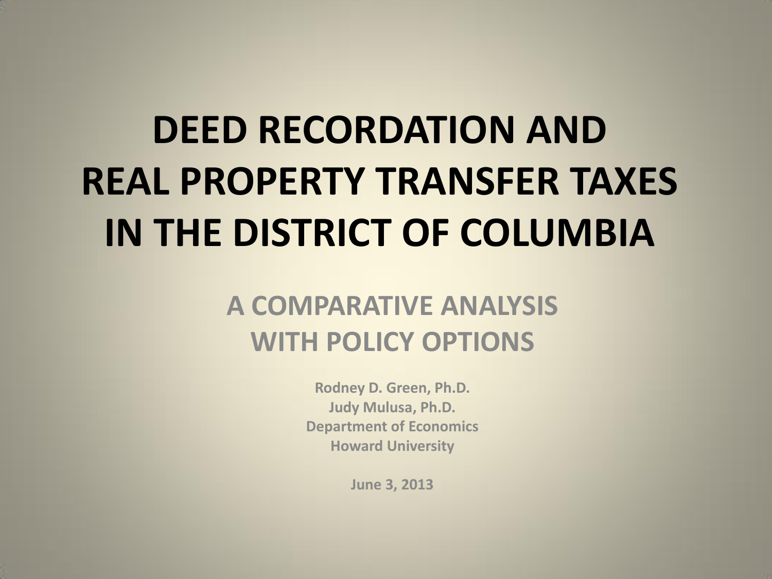# DEED RECORDATION AND REAL PROPERTY TRANSFER TAXES IN THE DISTRICT OF COLUMBIA

## A COMPARATIVE ANALYSIS WITH POLICY OPTIONS

**Rodney D. Green, Ph.D.**
**Judy Mulusa, Ph.D.**
**Department of Economics**
**Howard University**

**June 3, 2013**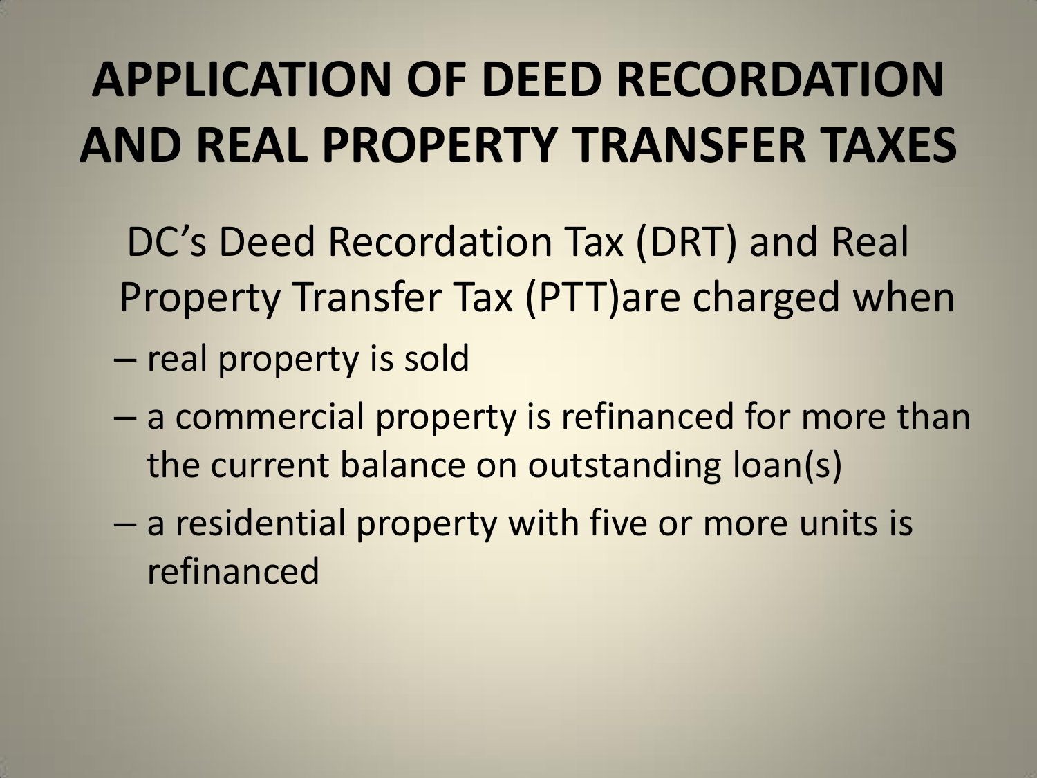# APPLICATION OF DEED RECORDATION AND REAL PROPERTY TRANSFER TAXES

DC's Deed Recordation Tax (DRT) and Real Property Transfer Tax (PTT)are charged when

- real property is sold
- a commercial property is refinanced for more than the current balance on outstanding loan(s)
- a residential property with five or more units is refinanced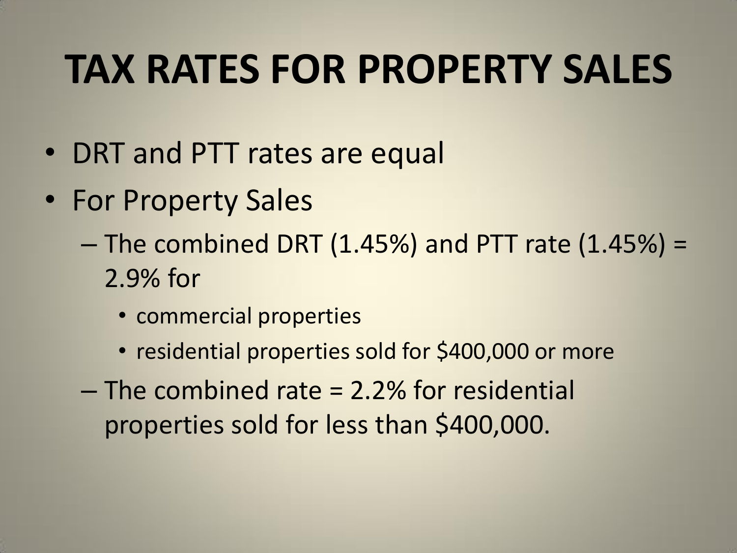# TAX RATES FOR PROPERTY SALES

- DRT and PTT rates are equal
- For Property Sales
  - The combined DRT (1.45%) and PTT rate (1.45%) = 2.9% for
    - commercial properties
    - residential properties sold for $400,000 or more
  - The combined rate = 2.2% for residential properties sold for less than $400,000.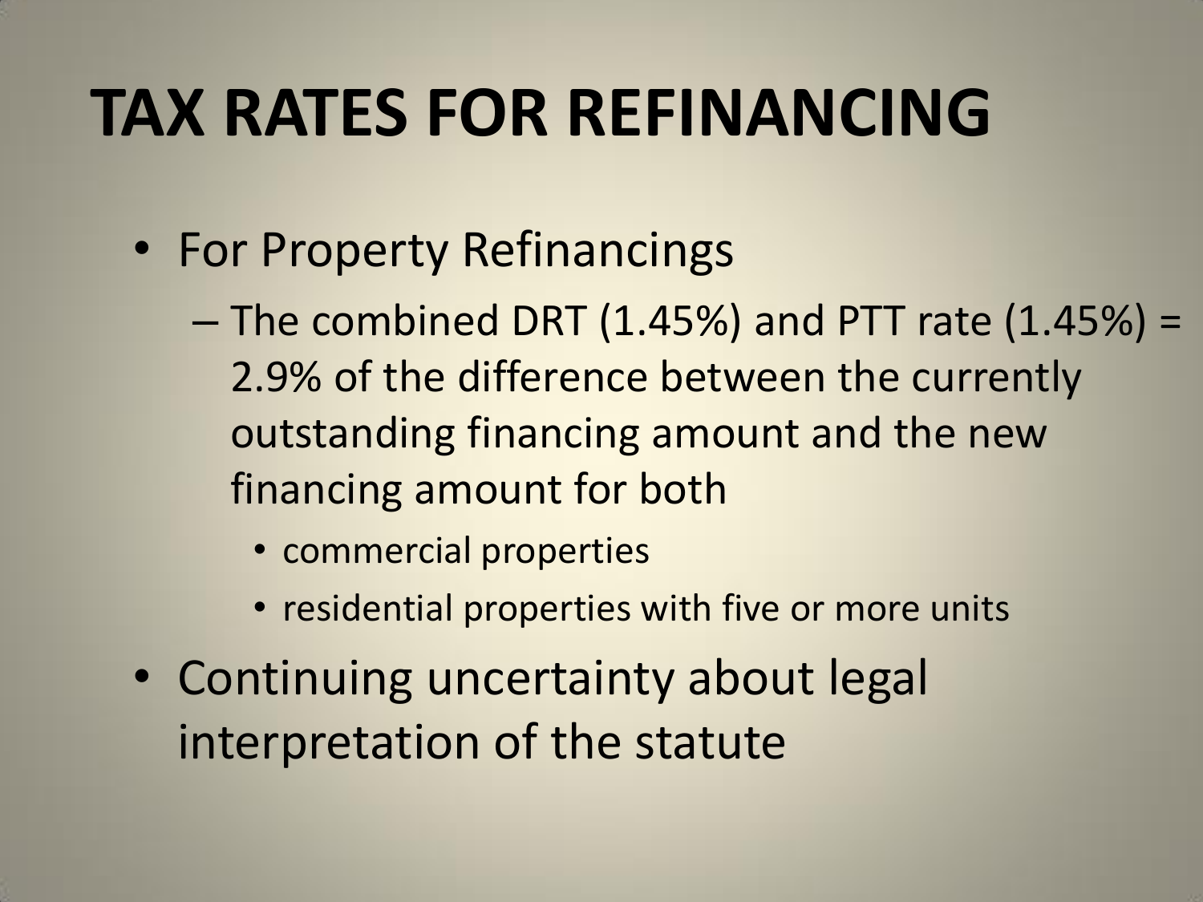# TAX RATES FOR REFINANCING

- For Property Refinancings
  - The combined DRT (1.45%) and PTT rate (1.45%) = 2.9% of the difference between the currently outstanding financing amount and the new financing amount for both
    - commercial properties
    - residential properties with five or more units
- Continuing uncertainty about legal interpretation of the statute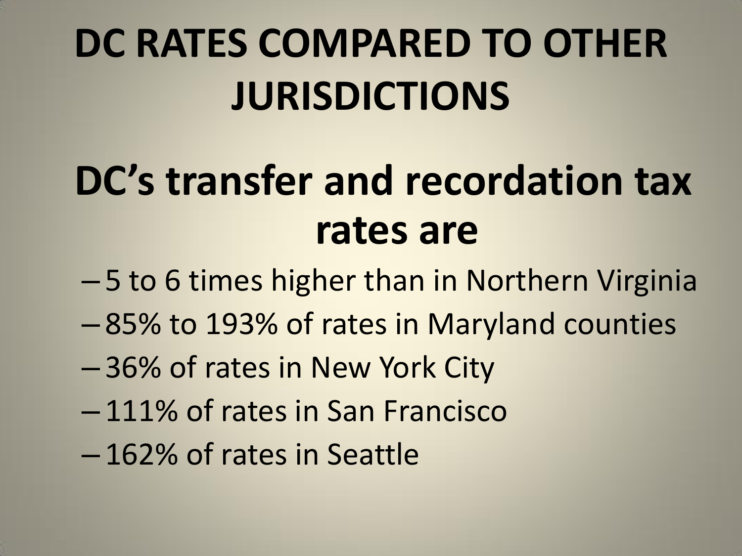# DC RATES COMPARED TO OTHER JURISDICTIONS

## DC's transfer and recordation tax rates are

- 5 to 6 times higher than in Northern Virginia
- 85% to 193% of rates in Maryland counties
- 36% of rates in New York City
- 111% of rates in San Francisco
- 162% of rates in Seattle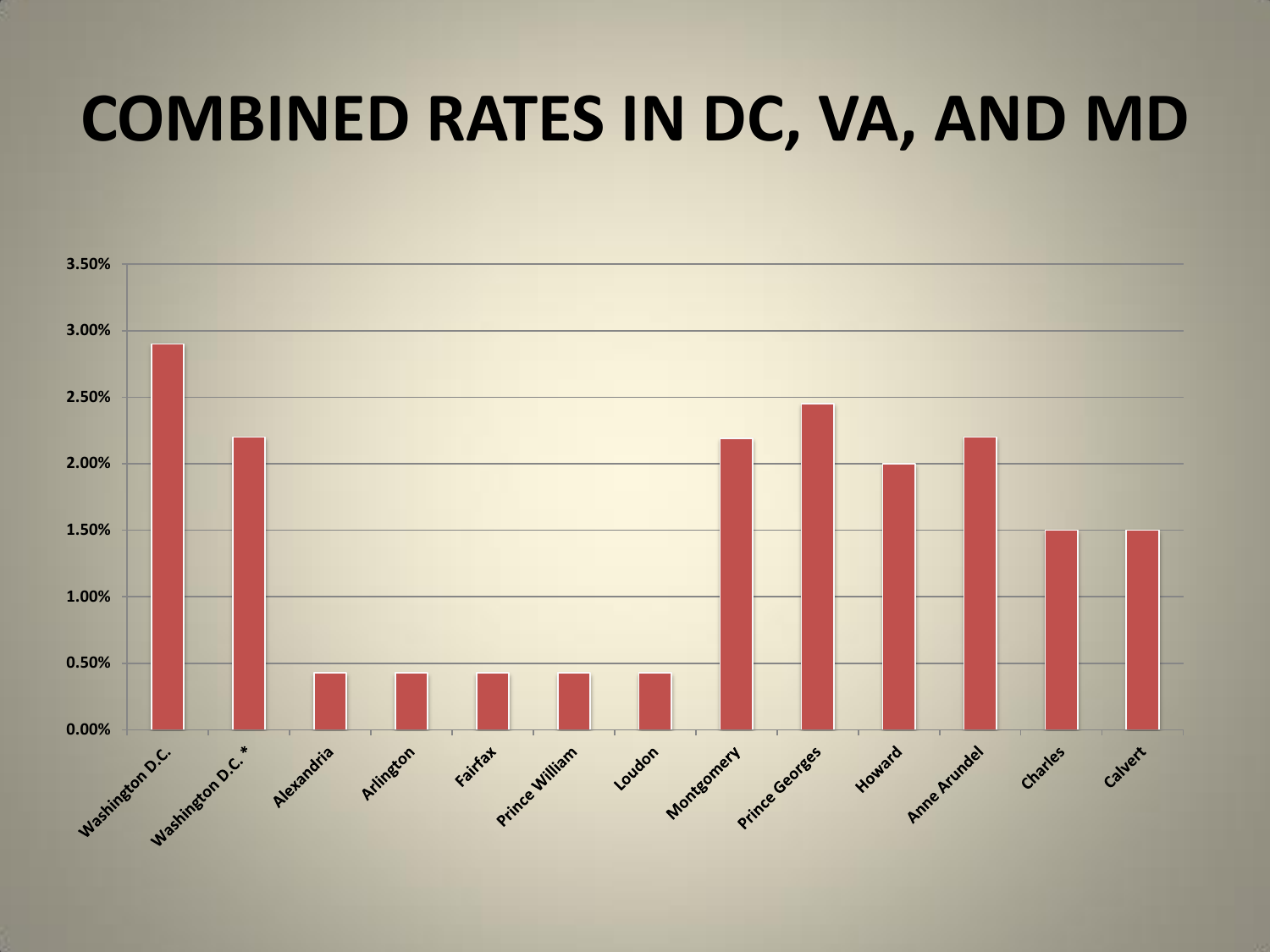# COMBINED RATES IN DC, VA, AND MD

3.50%
3.00%
2.50%
2.00%
1.50%
1.00%
0.50%
0.00%

Washington D.C. | Washington D.C. * | Alexandria | Arlington | Fairfax | Prince William | Loudon | Montgomery | Prince Georges | Howard | Anne Arundel | Charles | Calvert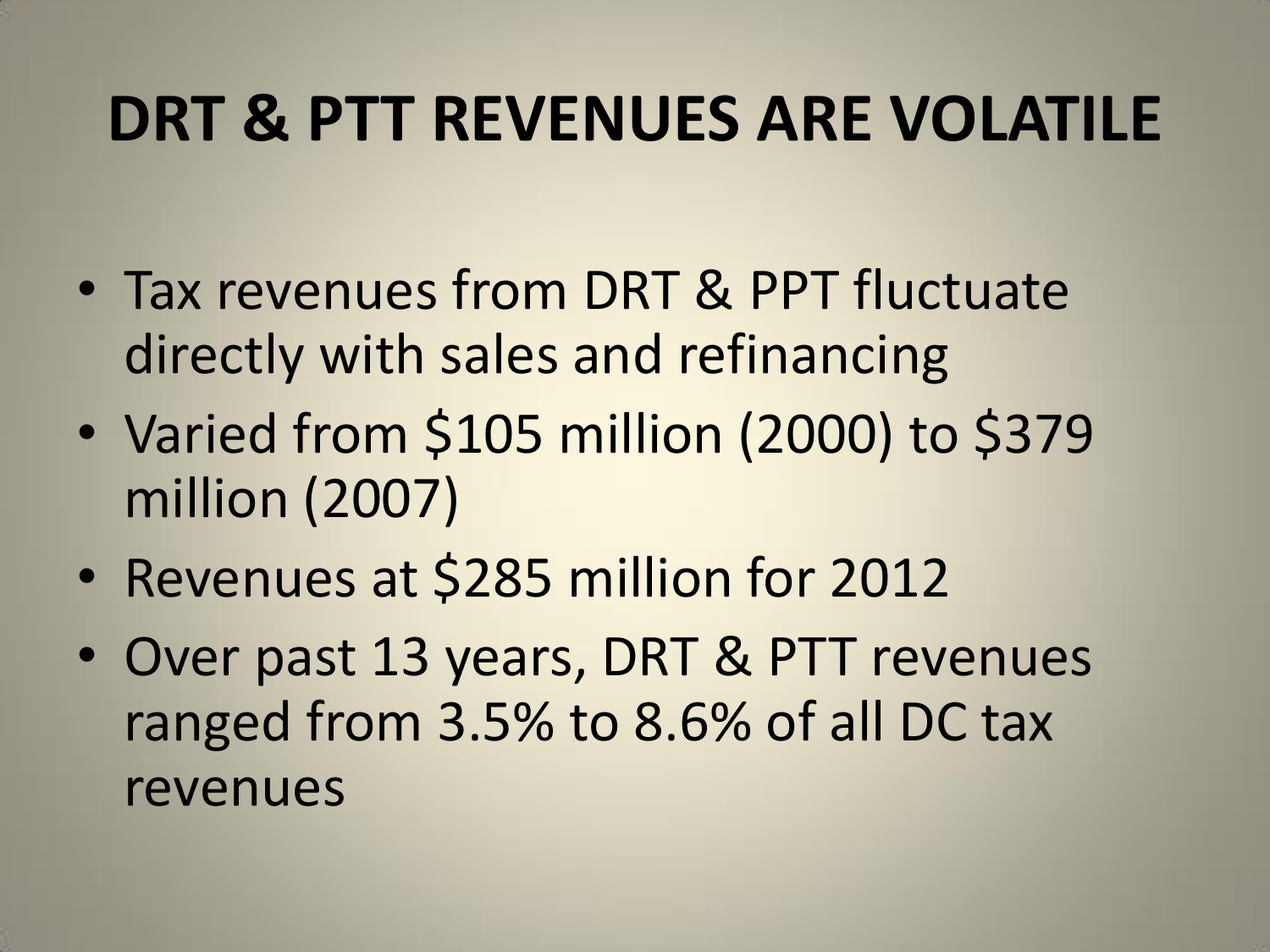# DRT & PTT REVENUES ARE VOLATILE

- Tax revenues from DRT & PPT fluctuate directly with sales and refinancing
- Varied from $105 million (2000) to $379 million (2007)
- Revenues at $285 million for 2012
- Over past 13 years, DRT & PTT revenues ranged from 3.5% to 8.6% of all DC tax revenues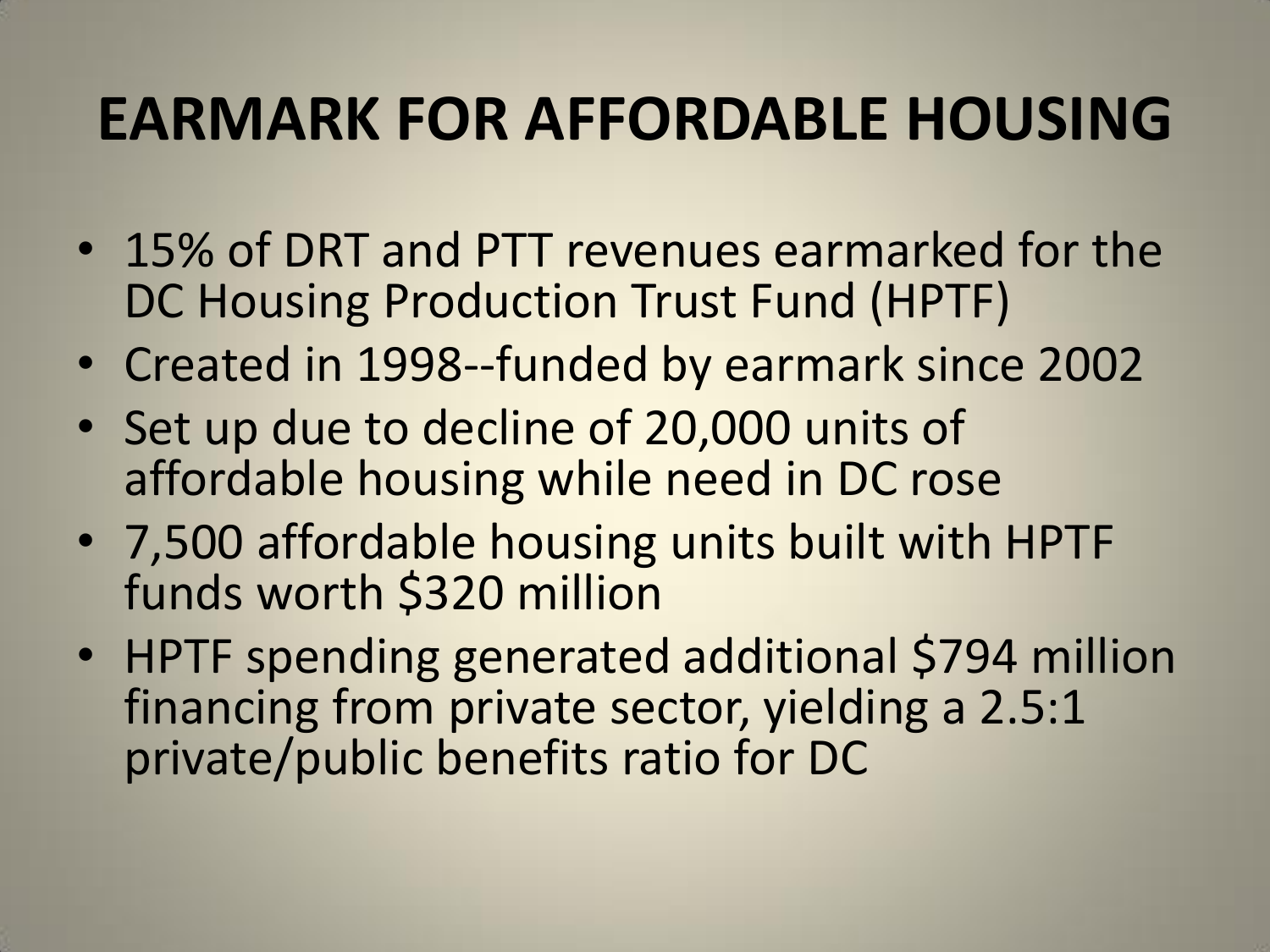# EARMARK FOR AFFORDABLE HOUSING

- 15% of DRT and PTT revenues earmarked for the DC Housing Production Trust Fund (HPTF)
- Created in 1998--funded by earmark since 2002
- Set up due to decline of 20,000 units of affordable housing while need in DC rose
- 7,500 affordable housing units built with HPTF funds worth $320 million
- HPTF spending generated additional $794 million financing from private sector, yielding a 2.5:1 private/public benefits ratio for DC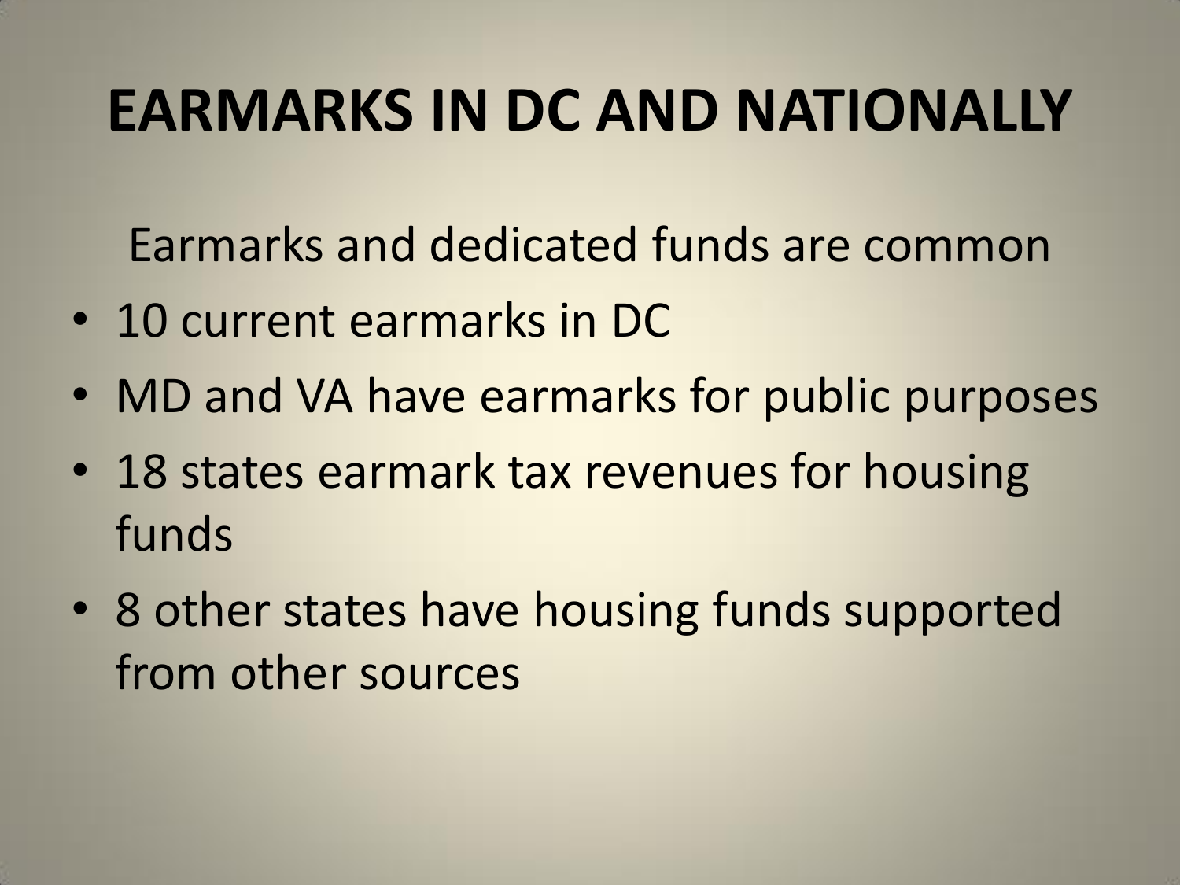# EARMARKS IN DC AND NATIONALLY

Earmarks and dedicated funds are common

- 10 current earmarks in DC
- MD and VA have earmarks for public purposes
- 18 states earmark tax revenues for housing funds
- 8 other states have housing funds supported from other sources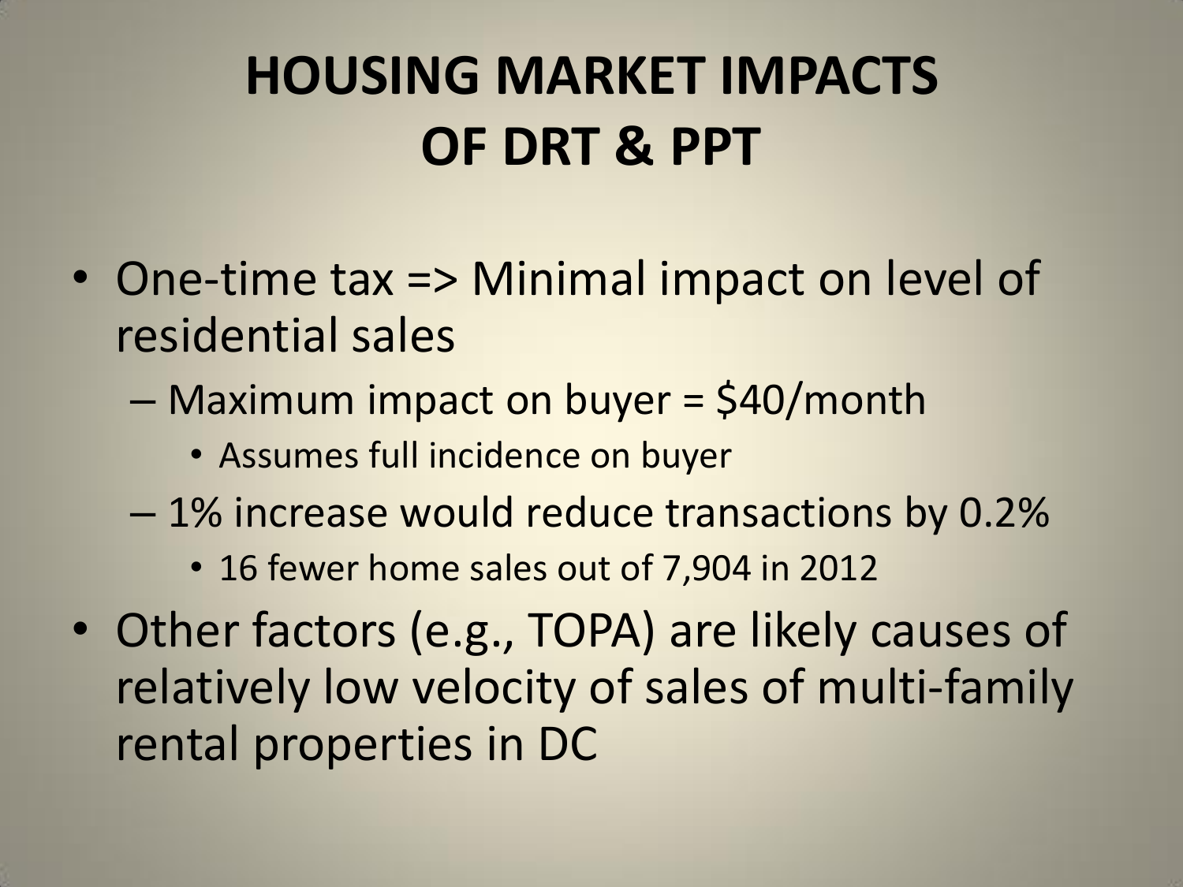# HOUSING MARKET IMPACTS OF DRT & PPT

- One-time tax => Minimal impact on level of residential sales
  - Maximum impact on buyer = $40/month
    - Assumes full incidence on buyer
  - 1% increase would reduce transactions by 0.2%
    - 16 fewer home sales out of 7,904 in 2012
- Other factors (e.g., TOPA) are likely causes of relatively low velocity of sales of multi-family rental properties in DC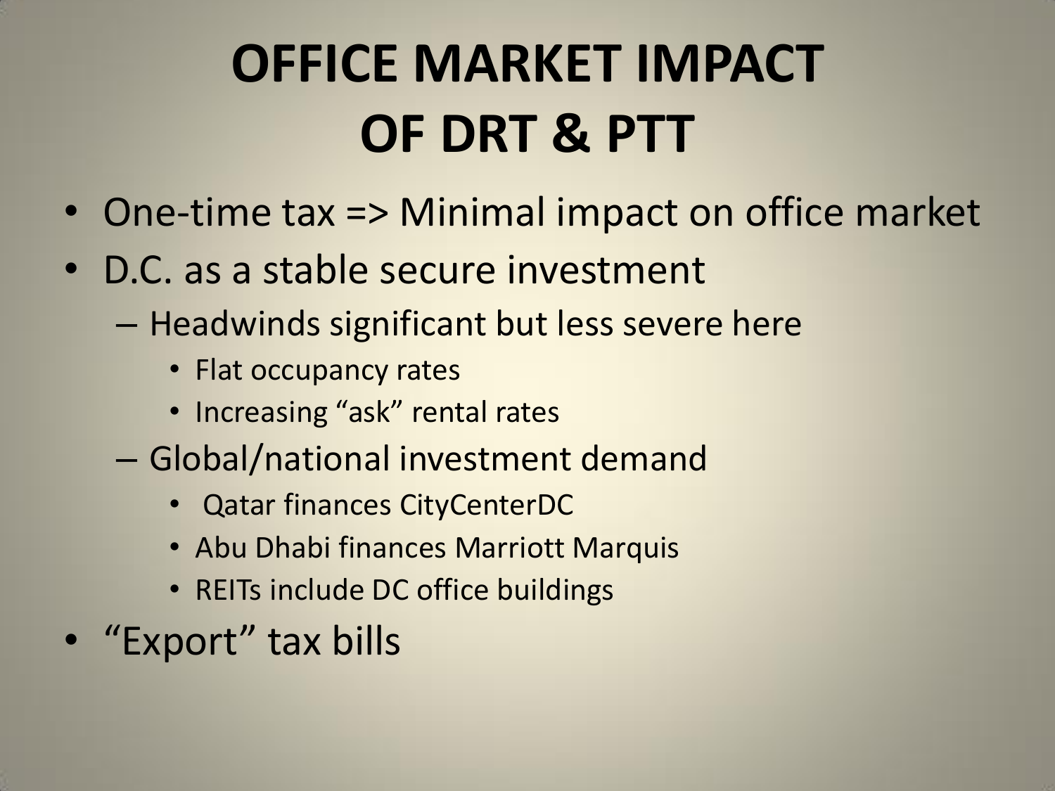# OFFICE MARKET IMPACT OF DRT & PTT

- One-time tax => Minimal impact on office market
- D.C. as a stable secure investment
  - Headwinds significant but less severe here
    - Flat occupancy rates
    - Increasing "ask" rental rates
  - Global/national investment demand
    - Qatar finances CityCenterDC
    - Abu Dhabi finances Marriott Marquis
    - REITs include DC office buildings
- "Export" tax bills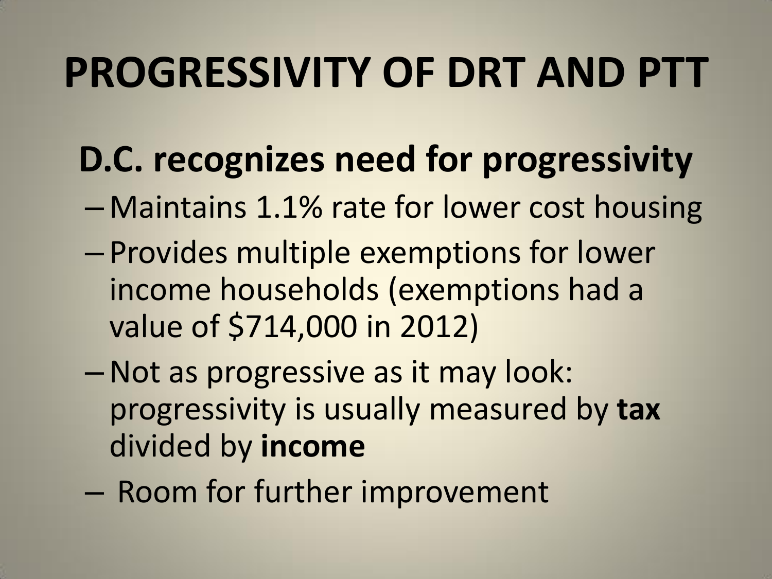# PROGRESSIVITY OF DRT AND PTT

## D.C. recognizes need for progressivity

- Maintains 1.1% rate for lower cost housing
- Provides multiple exemptions for lower income households (exemptions had a value of $714,000 in 2012)
- Not as progressive as it may look: progressivity is usually measured by **tax** divided by **income**
- Room for further improvement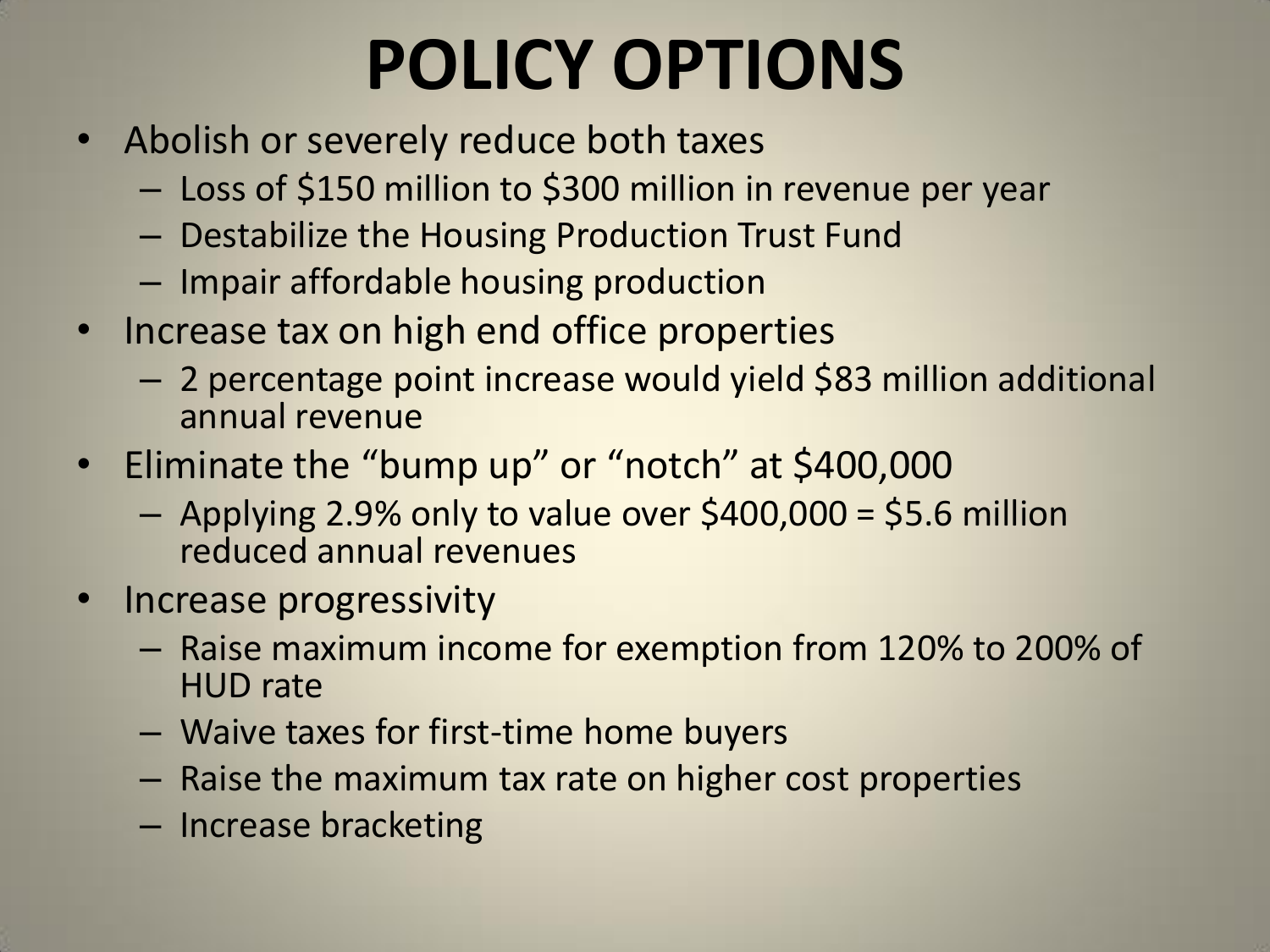# POLICY OPTIONS

- Abolish or severely reduce both taxes
  - Loss of $150 million to $300 million in revenue per year
  - Destabilize the Housing Production Trust Fund
  - Impair affordable housing production
- Increase tax on high end office properties
  - 2 percentage point increase would yield $83 million additional annual revenue
- Eliminate the “bump up” or “notch” at $400,000
  - Applying 2.9% only to value over $400,000 = $5.6 million reduced annual revenues
- Increase progressivity
  - Raise maximum income for exemption from 120% to 200% of HUD rate
  - Waive taxes for first-time home buyers
  - Raise the maximum tax rate on higher cost properties
  - Increase bracketing